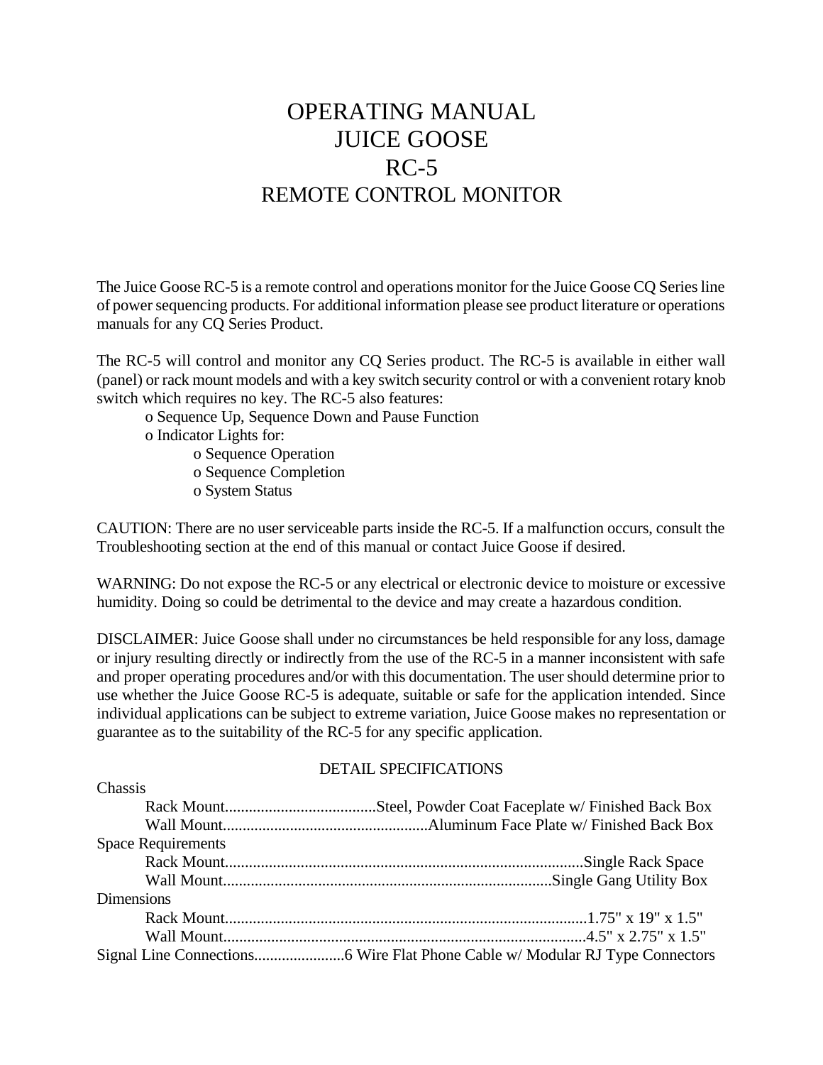# OPERATING MANUAL
# JUICE GOOSE
# RC-5
## REMOTE CONTROL MONITOR

The Juice Goose RC-5 is a remote control and operations monitor for the Juice Goose CQ Series line of power sequencing products. For additional information please see product literature or operations manuals for any CQ Series Product.

The RC-5 will control and monitor any CQ Series product. The RC-5 is available in either wall (panel) or rack mount models and with a key switch security control or with a convenient rotary knob switch which requires no key. The RC-5 also features:

- Sequence Up, Sequence Down and Pause Function
- Indicator Lights for:
  - Sequence Operation
  - Sequence Completion
  - System Status

CAUTION: There are no user serviceable parts inside the RC-5. If a malfunction occurs, consult the Troubleshooting section at the end of this manual or contact Juice Goose if desired.

WARNING: Do not expose the RC-5 or any electrical or electronic device to moisture or excessive humidity. Doing so could be detrimental to the device and may create a hazardous condition.

DISCLAIMER: Juice Goose shall under no circumstances be held responsible for any loss, damage or injury resulting directly or indirectly from the use of the RC-5 in a manner inconsistent with safe and proper operating procedures and/or with this documentation. The user should determine prior to use whether the Juice Goose RC-5 is adequate, suitable or safe for the application intended. Since individual applications can be subject to extreme variation, Juice Goose makes no representation or guarantee as to the suitability of the RC-5 for any specific application.

### DETAIL SPECIFICATIONS

Chassis
- Rack Mount......................................Steel, Powder Coat Faceplate w/ Finished Back Box
- Wall Mount....................................................Aluminum Face Plate w/ Finished Back Box

Space Requirements
- Rack Mount..........................................................................................Single Rack Space
- Wall Mount..................................................................................Single Gang Utility Box

Dimensions
- Rack Mount...........................................................................................1.75" x 19" x 1.5"
- Wall Mount...........................................................................................4.5" x 2.75" x 1.5"

Signal Line Connections.......................6 Wire Flat Phone Cable w/ Modular RJ Type Connectors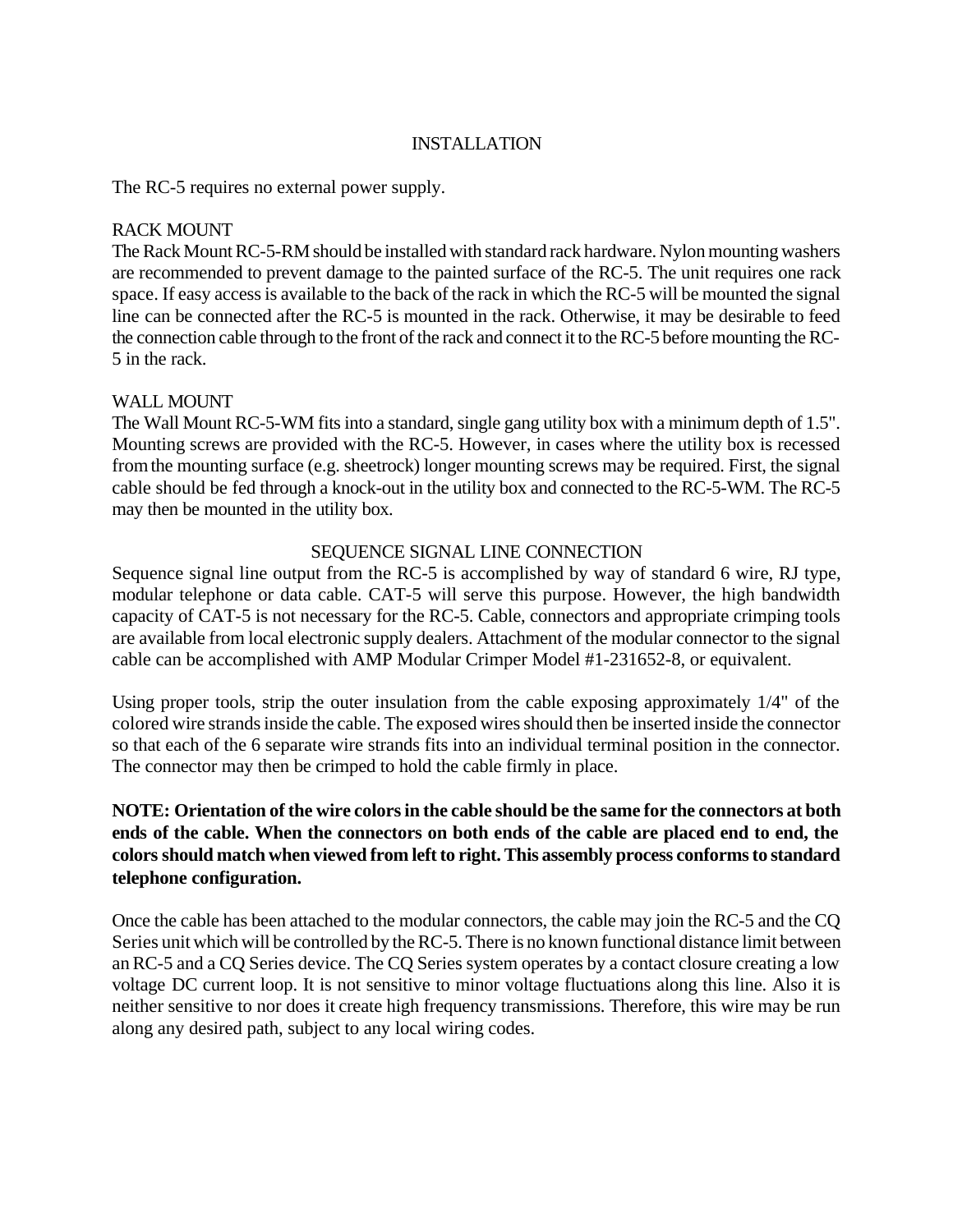# INSTALLATION

The RC-5 requires no external power supply.

## RACK MOUNT

The Rack Mount RC-5-RM should be installed with standard rack hardware. Nylon mounting washers are recommended to prevent damage to the painted surface of the RC-5. The unit requires one rack space. If easy access is available to the back of the rack in which the RC-5 will be mounted the signal line can be connected after the RC-5 is mounted in the rack. Otherwise, it may be desirable to feed the connection cable through to the front of the rack and connect it to the RC-5 before mounting the RC-5 in the rack.

## WALL MOUNT

The Wall Mount RC-5-WM fits into a standard, single gang utility box with a minimum depth of 1.5". Mounting screws are provided with the RC-5. However, in cases where the utility box is recessed from the mounting surface (e.g. sheetrock) longer mounting screws may be required. First, the signal cable should be fed through a knock-out in the utility box and connected to the RC-5-WM. The RC-5 may then be mounted in the utility box.

# SEQUENCE SIGNAL LINE CONNECTION

Sequence signal line output from the RC-5 is accomplished by way of standard 6 wire, RJ type, modular telephone or data cable. CAT-5 will serve this purpose. However, the high bandwidth capacity of CAT-5 is not necessary for the RC-5. Cable, connectors and appropriate crimping tools are available from local electronic supply dealers. Attachment of the modular connector to the signal cable can be accomplished with AMP Modular Crimper Model #1-231652-8, or equivalent.

Using proper tools, strip the outer insulation from the cable exposing approximately 1/4" of the colored wire strands inside the cable. The exposed wires should then be inserted inside the connector so that each of the 6 separate wire strands fits into an individual terminal position in the connector. The connector may then be crimped to hold the cable firmly in place.

**NOTE: Orientation of the wire colors in the cable should be the same for the connectors at both ends of the cable. When the connectors on both ends of the cable are placed end to end, the colors should match when viewed from left to right. This assembly process conforms to standard telephone configuration.**

Once the cable has been attached to the modular connectors, the cable may join the RC-5 and the CQ Series unit which will be controlled by the RC-5. There is no known functional distance limit between an RC-5 and a CQ Series device. The CQ Series system operates by a contact closure creating a low voltage DC current loop. It is not sensitive to minor voltage fluctuations along this line. Also it is neither sensitive to nor does it create high frequency transmissions. Therefore, this wire may be run along any desired path, subject to any local wiring codes.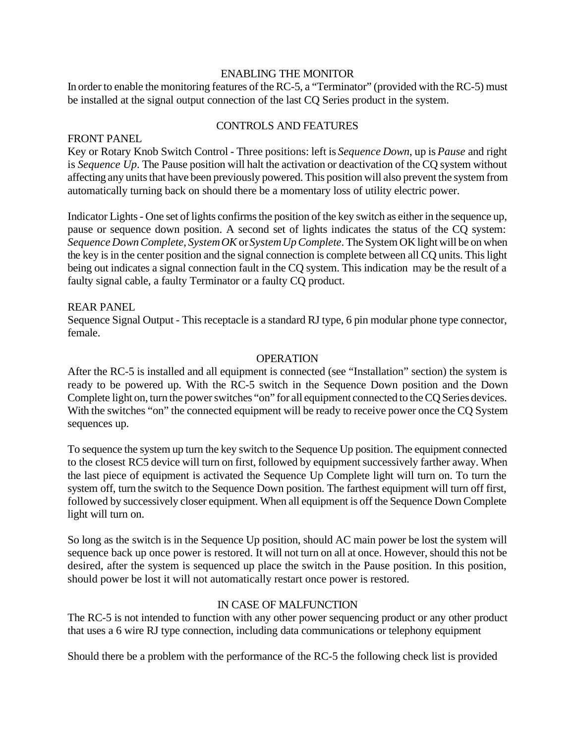## ENABLING THE MONITOR

In order to enable the monitoring features of the RC-5, a “Terminator” (provided with the RC-5) must be installed at the signal output connection of the last CQ Series product in the system.

## CONTROLS AND FEATURES

### FRONT PANEL

Key or Rotary Knob Switch Control - Three positions: left is *Sequence Down*, up is *Pause* and right is *Sequence Up*. The Pause position will halt the activation or deactivation of the CQ system without affecting any units that have been previously powered. This position will also prevent the system from automatically turning back on should there be a momentary loss of utility electric power.

Indicator Lights - One set of lights confirms the position of the key switch as either in the sequence up, pause or sequence down position. A second set of lights indicates the status of the CQ system: *Sequence Down Complete*, *System OK* or *System Up Complete*. The System OK light will be on when the key is in the center position and the signal connection is complete between all CQ units. This light being out indicates a signal connection fault in the CQ system. This indication may be the result of a faulty signal cable, a faulty Terminator or a faulty CQ product.

### REAR PANEL

Sequence Signal Output - This receptacle is a standard RJ type, 6 pin modular phone type connector, female.

## OPERATION

After the RC-5 is installed and all equipment is connected (see “Installation” section) the system is ready to be powered up. With the RC-5 switch in the Sequence Down position and the Down Complete light on, turn the power switches “on” for all equipment connected to the CQ Series devices. With the switches “on” the connected equipment will be ready to receive power once the CQ System sequences up.

To sequence the system up turn the key switch to the Sequence Up position. The equipment connected to the closest RC5 device will turn on first, followed by equipment successively farther away. When the last piece of equipment is activated the Sequence Up Complete light will turn on. To turn the system off, turn the switch to the Sequence Down position. The farthest equipment will turn off first, followed by successively closer equipment. When all equipment is off the Sequence Down Complete light will turn on.

So long as the switch is in the Sequence Up position, should AC main power be lost the system will sequence back up once power is restored. It will not turn on all at once. However, should this not be desired, after the system is sequenced up place the switch in the Pause position. In this position, should power be lost it will not automatically restart once power is restored.

## IN CASE OF MALFUNCTION

The RC-5 is not intended to function with any other power sequencing product or any other product that uses a 6 wire RJ type connection, including data communications or telephony equipment

Should there be a problem with the performance of the RC-5 the following check list is provided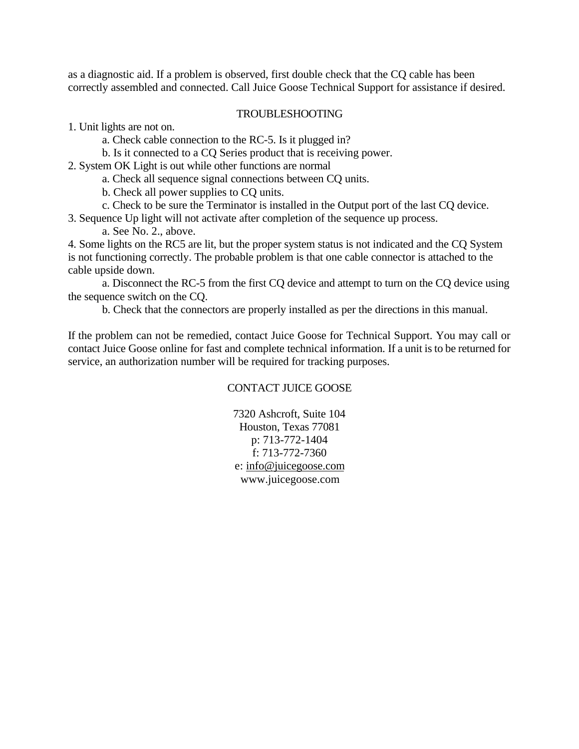as a diagnostic aid. If a problem is observed, first double check that the CQ cable has been correctly assembled and connected. Call Juice Goose Technical Support for assistance if desired.

## TROUBLESHOOTING

1. Unit lights are not on.
   - a. Check cable connection to the RC-5. Is it plugged in?
   - b. Is it connected to a CQ Series product that is receiving power.
2. System OK Light is out while other functions are normal
   - a. Check all sequence signal connections between CQ units.
   - b. Check all power supplies to CQ units.
   - c. Check to be sure the Terminator is installed in the Output port of the last CQ device.
3. Sequence Up light will not activate after completion of the sequence up process.
   - a. See No. 2., above.
4. Some lights on the RC5 are lit, but the proper system status is not indicated and the CQ System is not functioning correctly. The probable problem is that one cable connector is attached to the cable upside down.
   - a. Disconnect the RC-5 from the first CQ device and attempt to turn on the CQ device using the sequence switch on the CQ.
   - b. Check that the connectors are properly installed as per the directions in this manual.

If the problem can not be remedied, contact Juice Goose for Technical Support. You may call or contact Juice Goose online for fast and complete technical information. If a unit is to be returned for service, an authorization number will be required for tracking purposes.

## CONTACT JUICE GOOSE

7320 Ashcroft, Suite 104
Houston, Texas 77081
p: 713-772-1404
f: 713-772-7360
e: info@juicegoose.com
www.juicegoose.com